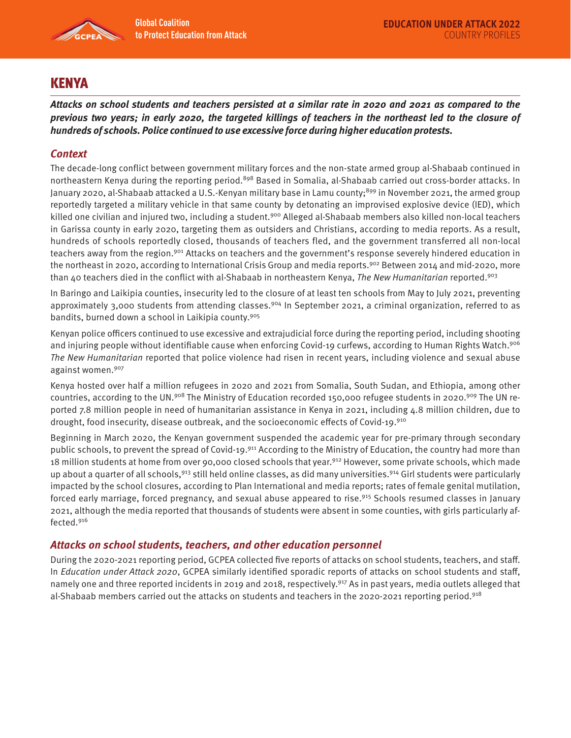# KENYA

***Attacks on school students and teachers persisted at a similar rate in 2020 and 2021 as compared to the previous two years; in early 2020, the targeted killings of teachers in the northeast led to the closure of hundreds of schools. Police continued to use excessive force during higher education protests.***

## *Context*

The decade-long conflict between government military forces and the non-state armed group al-Shabaab continued in northeastern Kenya during the reporting period.[898] Based in Somalia, al-Shabaab carried out cross-border attacks. In January 2020, al-Shabaab attacked a U.S.-Kenyan military base in Lamu county;[899] in November 2021, the armed group reportedly targeted a military vehicle in that same county by detonating an improvised explosive device (IED), which killed one civilian and injured two, including a student.[900] Alleged al-Shabaab members also killed non-local teachers in Garissa county in early 2020, targeting them as outsiders and Christians, according to media reports. As a result, hundreds of schools reportedly closed, thousands of teachers fled, and the government transferred all non-local teachers away from the region.[901] Attacks on teachers and the government's response severely hindered education in the northeast in 2020, according to International Crisis Group and media reports.[902] Between 2014 and mid-2020, more than 40 teachers died in the conflict with al-Shabaab in northeastern Kenya, *The New Humanitarian* reported.[903]

In Baringo and Laikipia counties, insecurity led to the closure of at least ten schools from May to July 2021, preventing approximately 3,000 students from attending classes.[904] In September 2021, a criminal organization, referred to as bandits, burned down a school in Laikipia county.[905]

Kenyan police officers continued to use excessive and extrajudicial force during the reporting period, including shooting and injuring people without identifiable cause when enforcing Covid-19 curfews, according to Human Rights Watch.[906] *The New Humanitarian* reported that police violence had risen in recent years, including violence and sexual abuse against women.[907]

Kenya hosted over half a million refugees in 2020 and 2021 from Somalia, South Sudan, and Ethiopia, among other countries, according to the UN.[908] The Ministry of Education recorded 150,000 refugee students in 2020.[909] The UN reported 7.8 million people in need of humanitarian assistance in Kenya in 2021, including 4.8 million children, due to drought, food insecurity, disease outbreak, and the socioeconomic effects of Covid-19.[910]

Beginning in March 2020, the Kenyan government suspended the academic year for pre-primary through secondary public schools, to prevent the spread of Covid-19.[911] According to the Ministry of Education, the country had more than 18 million students at home from over 90,000 closed schools that year.[912] However, some private schools, which made up about a quarter of all schools,[913] still held online classes, as did many universities.[914] Girl students were particularly impacted by the school closures, according to Plan International and media reports; rates of female genital mutilation, forced early marriage, forced pregnancy, and sexual abuse appeared to rise.[915] Schools resumed classes in January 2021, although the media reported that thousands of students were absent in some counties, with girls particularly affected.[916]

## *Attacks on school students, teachers, and other education personnel*

During the 2020-2021 reporting period, GCPEA collected five reports of attacks on school students, teachers, and staff. In *Education under Attack 2020*, GCPEA similarly identified sporadic reports of attacks on school students and staff, namely one and three reported incidents in 2019 and 2018, respectively.[917] As in past years, media outlets alleged that al-Shabaab members carried out the attacks on students and teachers in the 2020-2021 reporting period.[918]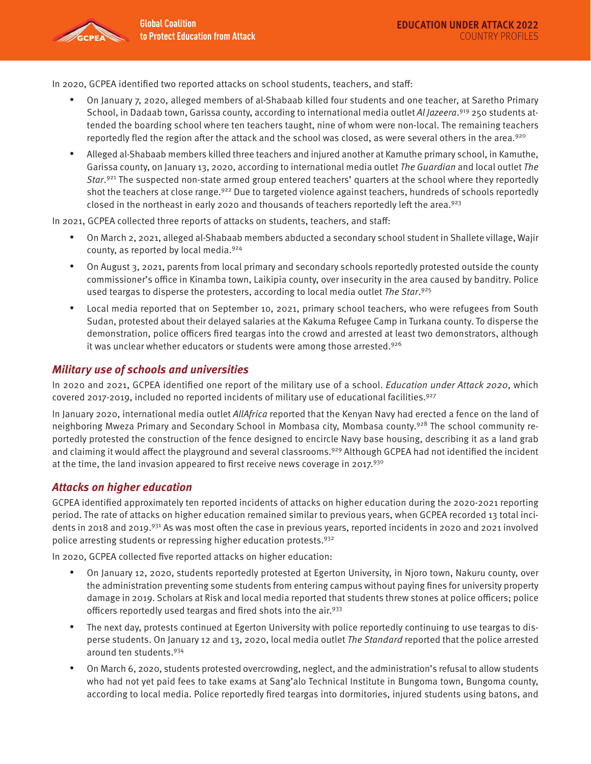In 2020, GCPEA identified two reported attacks on school students, teachers, and staff:

- On January 7, 2020, alleged members of al-Shabaab killed four students and one teacher, at Saretho Primary School, in Dadaab town, Garissa county, according to international media outlet *Al Jazeera*.[919] 250 students attended the boarding school where ten teachers taught, nine of whom were non-local. The remaining teachers reportedly fled the region after the attack and the school was closed, as were several others in the area.[920]
- Alleged al-Shabaab members killed three teachers and injured another at Kamuthe primary school, in Kamuthe, Garissa county, on January 13, 2020, according to international media outlet *The Guardian* and local outlet *The Star*.[921] The suspected non-state armed group entered teachers' quarters at the school where they reportedly shot the teachers at close range.[922] Due to targeted violence against teachers, hundreds of schools reportedly closed in the northeast in early 2020 and thousands of teachers reportedly left the area.[923]

In 2021, GCPEA collected three reports of attacks on students, teachers, and staff:

- On March 2, 2021, alleged al-Shabaab members abducted a secondary school student in Shallete village, Wajir county, as reported by local media.[924]
- On August 3, 2021, parents from local primary and secondary schools reportedly protested outside the county commissioner's office in Kinamba town, Laikipia county, over insecurity in the area caused by banditry. Police used teargas to disperse the protesters, according to local media outlet *The Star*.[925]
- Local media reported that on September 10, 2021, primary school teachers, who were refugees from South Sudan, protested about their delayed salaries at the Kakuma Refugee Camp in Turkana county. To disperse the demonstration, police officers fired teargas into the crowd and arrested at least two demonstrators, although it was unclear whether educators or students were among those arrested.[926]

## *Military use of schools and universities*

In 2020 and 2021, GCPEA identified one report of the military use of a school. *Education under Attack 2020*, which covered 2017-2019, included no reported incidents of military use of educational facilities.[927]

In January 2020, international media outlet *AllAfrica* reported that the Kenyan Navy had erected a fence on the land of neighboring Mweza Primary and Secondary School in Mombasa city, Mombasa county.[928] The school community reportedly protested the construction of the fence designed to encircle Navy base housing, describing it as a land grab and claiming it would affect the playground and several classrooms.[929] Although GCPEA had not identified the incident at the time, the land invasion appeared to first receive news coverage in 2017.[930]

## *Attacks on higher education*

GCPEA identified approximately ten reported incidents of attacks on higher education during the 2020-2021 reporting period. The rate of attacks on higher education remained similar to previous years, when GCPEA recorded 13 total incidents in 2018 and 2019.[931] As was most often the case in previous years, reported incidents in 2020 and 2021 involved police arresting students or repressing higher education protests.[932]

In 2020, GCPEA collected five reported attacks on higher education:

- On January 12, 2020, students reportedly protested at Egerton University, in Njoro town, Nakuru county, over the administration preventing some students from entering campus without paying fines for university property damage in 2019. Scholars at Risk and local media reported that students threw stones at police officers; police officers reportedly used teargas and fired shots into the air.[933]
- The next day, protests continued at Egerton University with police reportedly continuing to use teargas to disperse students. On January 12 and 13, 2020, local media outlet *The Standard* reported that the police arrested around ten students.[934]
- On March 6, 2020, students protested overcrowding, neglect, and the administration's refusal to allow students who had not yet paid fees to take exams at Sang'alo Technical Institute in Bungoma town, Bungoma county, according to local media. Police reportedly fired teargas into dormitories, injured students using batons, and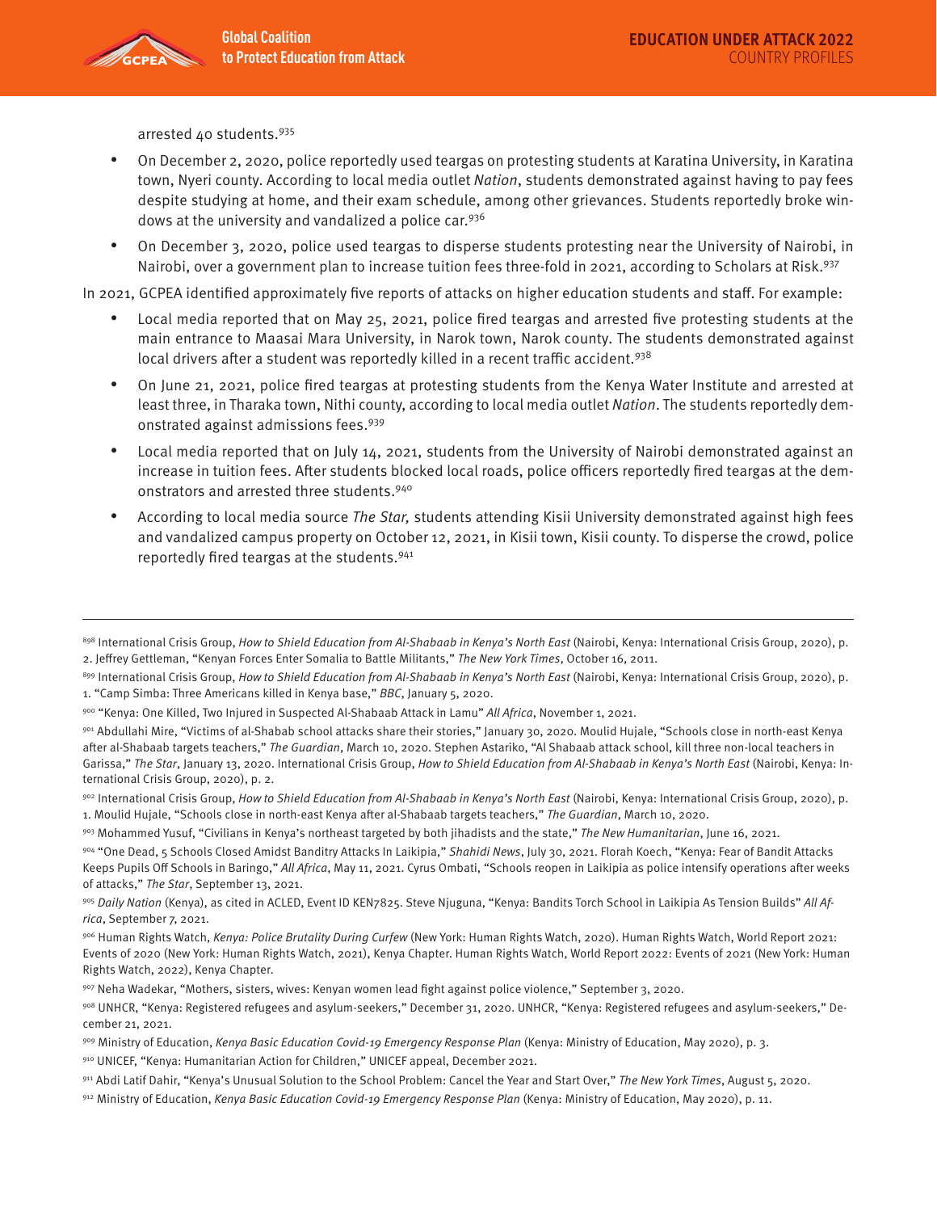arrested 40 students.[935]

- On December 2, 2020, police reportedly used teargas on protesting students at Karatina University, in Karatina town, Nyeri county. According to local media outlet *Nation*, students demonstrated against having to pay fees despite studying at home, and their exam schedule, among other grievances. Students reportedly broke windows at the university and vandalized a police car.[936]
- On December 3, 2020, police used teargas to disperse students protesting near the University of Nairobi, in Nairobi, over a government plan to increase tuition fees three-fold in 2021, according to Scholars at Risk.[937]

In 2021, GCPEA identified approximately five reports of attacks on higher education students and staff. For example:

- Local media reported that on May 25, 2021, police fired teargas and arrested five protesting students at the main entrance to Maasai Mara University, in Narok town, Narok county. The students demonstrated against local drivers after a student was reportedly killed in a recent traffic accident.[938]
- On June 21, 2021, police fired teargas at protesting students from the Kenya Water Institute and arrested at least three, in Tharaka town, Nithi county, according to local media outlet *Nation*. The students reportedly demonstrated against admissions fees.[939]
- Local media reported that on July 14, 2021, students from the University of Nairobi demonstrated against an increase in tuition fees. After students blocked local roads, police officers reportedly fired teargas at the demonstrators and arrested three students.[940]
- According to local media source *The Star,* students attending Kisii University demonstrated against high fees and vandalized campus property on October 12, 2021, in Kisii town, Kisii county. To disperse the crowd, police reportedly fired teargas at the students.[941]

---

[898] International Crisis Group, *How to Shield Education from Al-Shabaab in Kenya's North East* (Nairobi, Kenya: International Crisis Group, 2020), p. 2. Jeffrey Gettleman, "Kenyan Forces Enter Somalia to Battle Militants," *The New York Times*, October 16, 2011.

[899] International Crisis Group, *How to Shield Education from Al-Shabaab in Kenya's North East* (Nairobi, Kenya: International Crisis Group, 2020), p. 1. "Camp Simba: Three Americans killed in Kenya base," *BBC*, January 5, 2020.

[900] "Kenya: One Killed, Two Injured in Suspected Al-Shabaab Attack in Lamu" *All Africa*, November 1, 2021.

[901] Abdullahi Mire, "Victims of al-Shabab school attacks share their stories," January 30, 2020. Moulid Hujale, "Schools close in north-east Kenya after al-Shabaab targets teachers," *The Guardian*, March 10, 2020. Stephen Astariko, "Al Shabaab attack school, kill three non-local teachers in Garissa," *The Star*, January 13, 2020. International Crisis Group, *How to Shield Education from Al-Shabaab in Kenya's North East* (Nairobi, Kenya: International Crisis Group, 2020), p. 2.

[902] International Crisis Group, *How to Shield Education from Al-Shabaab in Kenya's North East* (Nairobi, Kenya: International Crisis Group, 2020), p. 1. Moulid Hujale, "Schools close in north-east Kenya after al-Shabaab targets teachers," *The Guardian*, March 10, 2020.

[903] Mohammed Yusuf, "Civilians in Kenya's northeast targeted by both jihadists and the state," *The New Humanitarian*, June 16, 2021.

[904] "One Dead, 5 Schools Closed Amidst Banditry Attacks In Laikipia," *Shahidi News*, July 30, 2021. Florah Koech, "Kenya: Fear of Bandit Attacks Keeps Pupils Off Schools in Baringo," *All Africa*, May 11, 2021. Cyrus Ombati, "Schools reopen in Laikipia as police intensify operations after weeks of attacks," *The Star*, September 13, 2021.

[905] *Daily Nation* (Kenya), as cited in ACLED, Event ID KEN7825. Steve Njuguna, "Kenya: Bandits Torch School in Laikipia As Tension Builds" *All Africa*, September 7, 2021.

[906] Human Rights Watch, *Kenya: Police Brutality During Curfew* (New York: Human Rights Watch, 2020). Human Rights Watch, World Report 2021: Events of 2020 (New York: Human Rights Watch, 2021), Kenya Chapter. Human Rights Watch, World Report 2022: Events of 2021 (New York: Human Rights Watch, 2022), Kenya Chapter.

[907] Neha Wadekar, "Mothers, sisters, wives: Kenyan women lead fight against police violence," September 3, 2020.

[908] UNHCR, "Kenya: Registered refugees and asylum-seekers," December 31, 2020. UNHCR, "Kenya: Registered refugees and asylum-seekers," December 21, 2021.

[909] Ministry of Education, *Kenya Basic Education Covid-19 Emergency Response Plan* (Kenya: Ministry of Education, May 2020), p. 3.

[910] UNICEF, "Kenya: Humanitarian Action for Children," UNICEF appeal, December 2021.

[911] Abdi Latif Dahir, "Kenya's Unusual Solution to the School Problem: Cancel the Year and Start Over," *The New York Times*, August 5, 2020.

[912] Ministry of Education, *Kenya Basic Education Covid-19 Emergency Response Plan* (Kenya: Ministry of Education, May 2020), p. 11.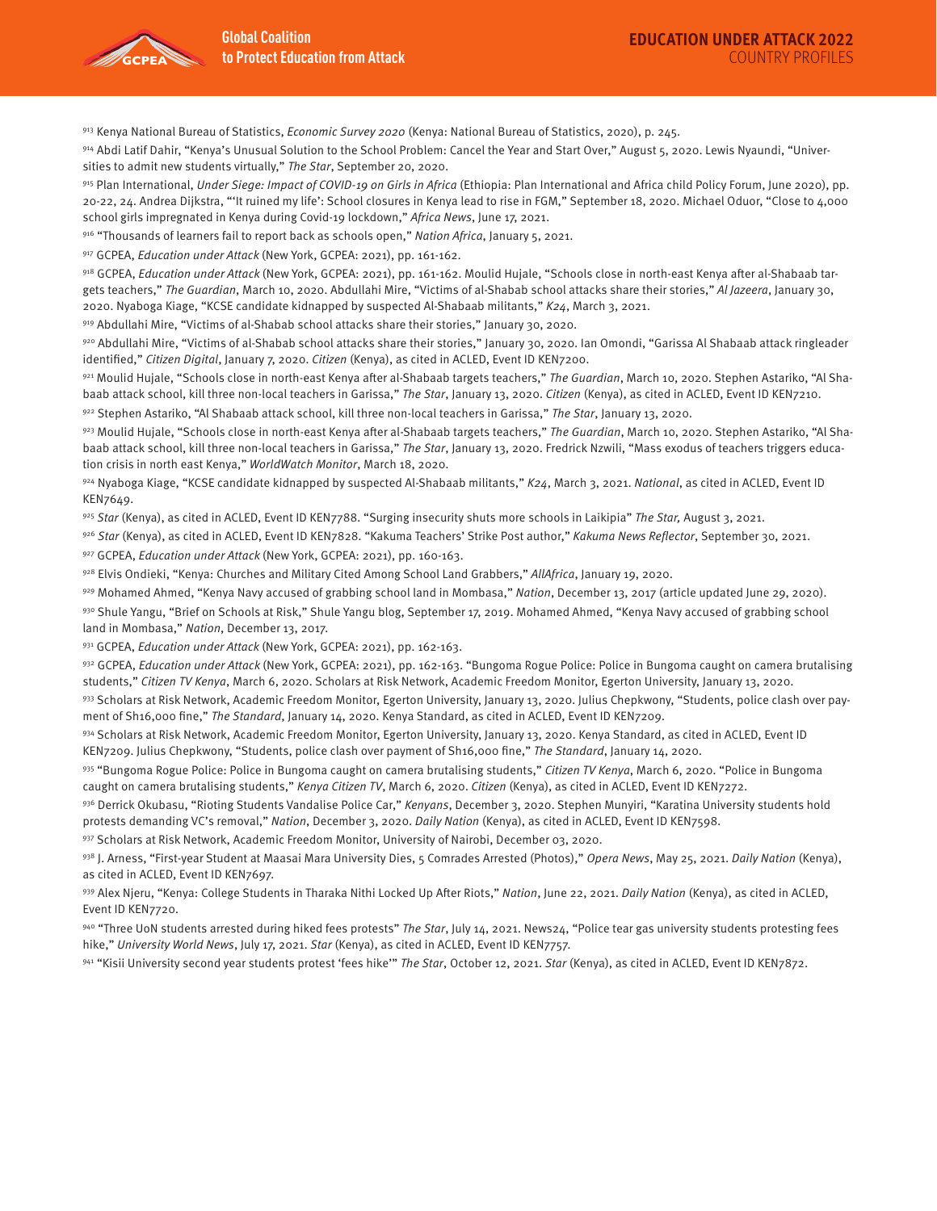[913] Kenya National Bureau of Statistics, *Economic Survey 2020* (Kenya: National Bureau of Statistics, 2020), p. 245.

[914] Abdi Latif Dahir, "Kenya's Unusual Solution to the School Problem: Cancel the Year and Start Over," August 5, 2020. Lewis Nyaundi, "Universities to admit new students virtually," *The Star*, September 20, 2020.

[915] Plan International, *Under Siege: Impact of COVID-19 on Girls in Africa* (Ethiopia: Plan International and Africa child Policy Forum, June 2020), pp. 20-22, 24. Andrea Dijkstra, "'It ruined my life': School closures in Kenya lead to rise in FGM," September 18, 2020. Michael Oduor, "Close to 4,000 school girls impregnated in Kenya during Covid-19 lockdown," *Africa News*, June 17, 2021.

[916] "Thousands of learners fail to report back as schools open," *Nation Africa*, January 5, 2021.

[917] GCPEA, *Education under Attack* (New York, GCPEA: 2021), pp. 161-162.

[918] GCPEA, *Education under Attack* (New York, GCPEA: 2021), pp. 161-162. Moulid Hujale, "Schools close in north-east Kenya after al-Shabaab targets teachers," *The Guardian*, March 10, 2020. Abdullahi Mire, "Victims of al-Shabab school attacks share their stories," *Al Jazeera*, January 30, 2020. Nyaboga Kiage, "KCSE candidate kidnapped by suspected Al-Shabaab militants," *K24*, March 3, 2021.

[919] Abdullahi Mire, "Victims of al-Shabab school attacks share their stories," January 30, 2020.

[920] Abdullahi Mire, "Victims of al-Shabab school attacks share their stories," January 30, 2020. Ian Omondi, "Garissa Al Shabaab attack ringleader identified," *Citizen Digital*, January 7, 2020. *Citizen* (Kenya), as cited in ACLED, Event ID KEN7200.

[921] Moulid Hujale, "Schools close in north-east Kenya after al-Shabaab targets teachers," *The Guardian*, March 10, 2020. Stephen Astariko, "Al Shabaab attack school, kill three non-local teachers in Garissa," *The Star*, January 13, 2020. *Citizen* (Kenya), as cited in ACLED, Event ID KEN7210.

[922] Stephen Astariko, "Al Shabaab attack school, kill three non-local teachers in Garissa," *The Star*, January 13, 2020.

[923] Moulid Hujale, "Schools close in north-east Kenya after al-Shabaab targets teachers," *The Guardian*, March 10, 2020. Stephen Astariko, "Al Shabaab attack school, kill three non-local teachers in Garissa," *The Star*, January 13, 2020. Fredrick Nzwili, "Mass exodus of teachers triggers education crisis in north east Kenya," *WorldWatch Monitor*, March 18, 2020.

[924] Nyaboga Kiage, "KCSE candidate kidnapped by suspected Al-Shabaab militants," *K24*, March 3, 2021. *National*, as cited in ACLED, Event ID KEN7649.

[925] *Star* (Kenya), as cited in ACLED, Event ID KEN7788. "Surging insecurity shuts more schools in Laikipia" *The Star,* August 3, 2021.

[926] *Star* (Kenya), as cited in ACLED, Event ID KEN7828. "Kakuma Teachers' Strike Post author," *Kakuma News Reflector*, September 30, 2021.

[927] GCPEA, *Education under Attack* (New York, GCPEA: 2021), pp. 160-163.

[928] Elvis Ondieki, "Kenya: Churches and Military Cited Among School Land Grabbers," *AllAfrica*, January 19, 2020.

[929] Mohamed Ahmed, "Kenya Navy accused of grabbing school land in Mombasa," *Nation*, December 13, 2017 (article updated June 29, 2020).

[930] Shule Yangu, "Brief on Schools at Risk," Shule Yangu blog, September 17, 2019. Mohamed Ahmed, "Kenya Navy accused of grabbing school land in Mombasa," *Nation*, December 13, 2017.

[931] GCPEA, *Education under Attack* (New York, GCPEA: 2021), pp. 162-163.

[932] GCPEA, *Education under Attack* (New York, GCPEA: 2021), pp. 162-163. "Bungoma Rogue Police: Police in Bungoma caught on camera brutalising students," *Citizen TV Kenya*, March 6, 2020. Scholars at Risk Network, Academic Freedom Monitor, Egerton University, January 13, 2020.

[933] Scholars at Risk Network, Academic Freedom Monitor, Egerton University, January 13, 2020. Julius Chepkwony, "Students, police clash over payment of Sh16,000 fine," *The Standard*, January 14, 2020. Kenya Standard, as cited in ACLED, Event ID KEN7209.

[934] Scholars at Risk Network, Academic Freedom Monitor, Egerton University, January 13, 2020. Kenya Standard, as cited in ACLED, Event ID KEN7209. Julius Chepkwony, "Students, police clash over payment of Sh16,000 fine," *The Standard*, January 14, 2020.

[935] "Bungoma Rogue Police: Police in Bungoma caught on camera brutalising students," *Citizen TV Kenya*, March 6, 2020. "Police in Bungoma caught on camera brutalising students," *Kenya Citizen TV*, March 6, 2020. *Citizen* (Kenya), as cited in ACLED, Event ID KEN7272.

[936] Derrick Okubasu, "Rioting Students Vandalise Police Car," *Kenyans*, December 3, 2020. Stephen Munyiri, "Karatina University students hold protests demanding VC's removal," *Nation*, December 3, 2020. *Daily Nation* (Kenya), as cited in ACLED, Event ID KEN7598.

[937] Scholars at Risk Network, Academic Freedom Monitor, University of Nairobi, December 03, 2020.

[938] J. Arness, "First-year Student at Maasai Mara University Dies, 5 Comrades Arrested (Photos)," *Opera News*, May 25, 2021. *Daily Nation* (Kenya), as cited in ACLED, Event ID KEN7697.

[939] Alex Njeru, "Kenya: College Students in Tharaka Nithi Locked Up After Riots," *Nation*, June 22, 2021. *Daily Nation* (Kenya), as cited in ACLED, Event ID KEN7720.

[940] "Three UoN students arrested during hiked fees protests" *The Star*, July 14, 2021. News24, "Police tear gas university students protesting fees hike," *University World News*, July 17, 2021. *Star* (Kenya), as cited in ACLED, Event ID KEN7757.

[941] "Kisii University second year students protest 'fees hike'" *The Star*, October 12, 2021. *Star* (Kenya), as cited in ACLED, Event ID KEN7872.